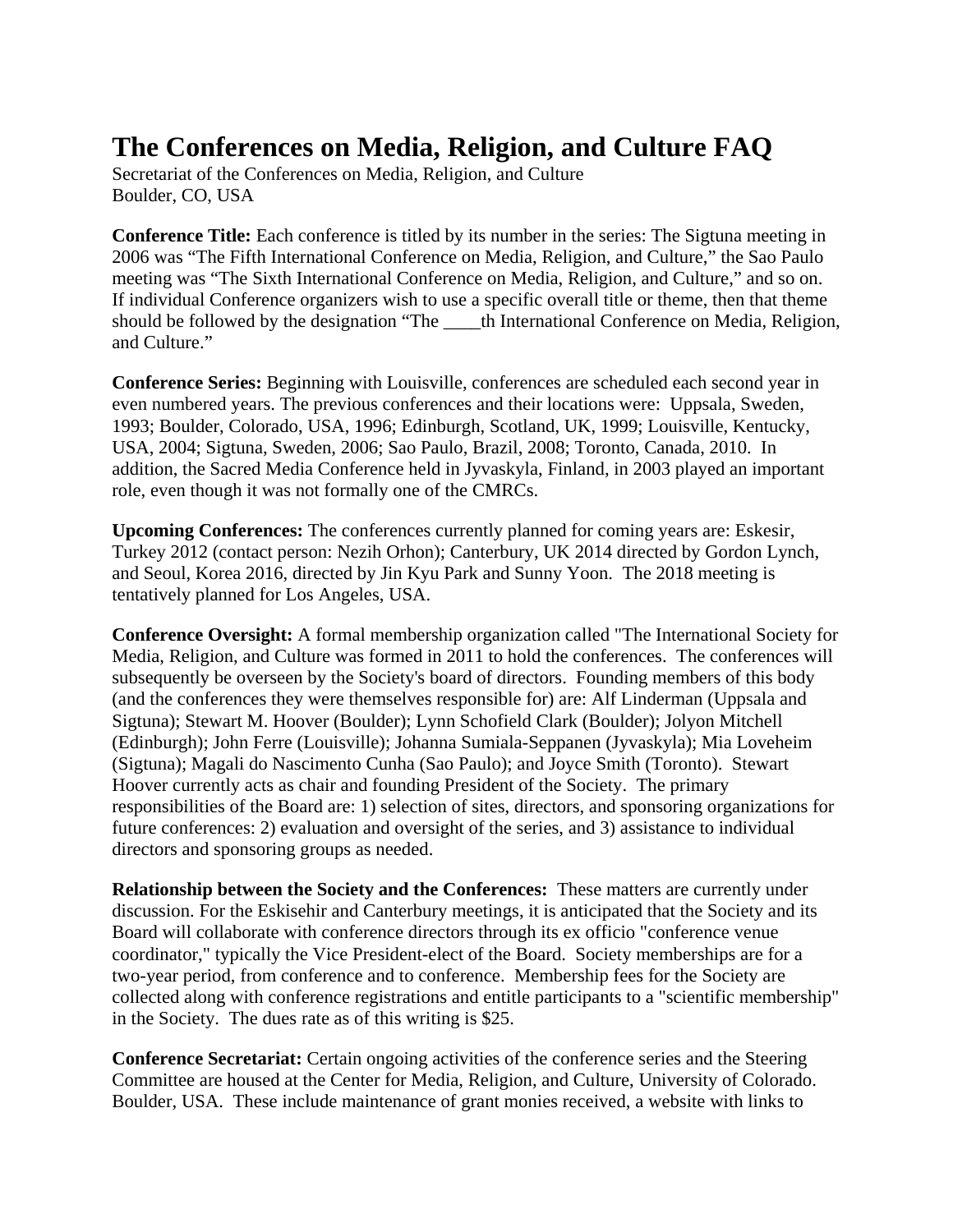# The Conferences on Media, Religion, and Culture FAQ

Secretariat of the Conferences on Media, Religion, and Culture
Boulder, CO, USA

**Conference Title:** Each conference is titled by its number in the series: The Sigtuna meeting in 2006 was "The Fifth International Conference on Media, Religion, and Culture," the Sao Paulo meeting was "The Sixth International Conference on Media, Religion, and Culture," and so on. If individual Conference organizers wish to use a specific overall title or theme, then that theme should be followed by the designation "The ____th International Conference on Media, Religion, and Culture."

**Conference Series:** Beginning with Louisville, conferences are scheduled each second year in even numbered years. The previous conferences and their locations were: Uppsala, Sweden, 1993; Boulder, Colorado, USA, 1996; Edinburgh, Scotland, UK, 1999; Louisville, Kentucky, USA, 2004; Sigtuna, Sweden, 2006; Sao Paulo, Brazil, 2008; Toronto, Canada, 2010. In addition, the Sacred Media Conference held in Jyvaskyla, Finland, in 2003 played an important role, even though it was not formally one of the CMRCs.

**Upcoming Conferences:** The conferences currently planned for coming years are: Eskesir, Turkey 2012 (contact person: Nezih Orhon); Canterbury, UK 2014 directed by Gordon Lynch, and Seoul, Korea 2016, directed by Jin Kyu Park and Sunny Yoon. The 2018 meeting is tentatively planned for Los Angeles, USA.

**Conference Oversight:** A formal membership organization called "The International Society for Media, Religion, and Culture was formed in 2011 to hold the conferences. The conferences will subsequently be overseen by the Society's board of directors. Founding members of this body (and the conferences they were themselves responsible for) are: Alf Linderman (Uppsala and Sigtuna); Stewart M. Hoover (Boulder); Lynn Schofield Clark (Boulder); Jolyon Mitchell (Edinburgh); John Ferre (Louisville); Johanna Sumiala-Seppanen (Jyvaskyla); Mia Loveheim (Sigtuna); Magali do Nascimento Cunha (Sao Paulo); and Joyce Smith (Toronto). Stewart Hoover currently acts as chair and founding President of the Society. The primary responsibilities of the Board are: 1) selection of sites, directors, and sponsoring organizations for future conferences: 2) evaluation and oversight of the series, and 3) assistance to individual directors and sponsoring groups as needed.

**Relationship between the Society and the Conferences:** These matters are currently under discussion. For the Eskisehir and Canterbury meetings, it is anticipated that the Society and its Board will collaborate with conference directors through its ex officio "conference venue coordinator," typically the Vice President-elect of the Board. Society memberships are for a two-year period, from conference and to conference. Membership fees for the Society are collected along with conference registrations and entitle participants to a "scientific membership" in the Society. The dues rate as of this writing is $25.

**Conference Secretariat:** Certain ongoing activities of the conference series and the Steering Committee are housed at the Center for Media, Religion, and Culture, University of Colorado. Boulder, USA. These include maintenance of grant monies received, a website with links to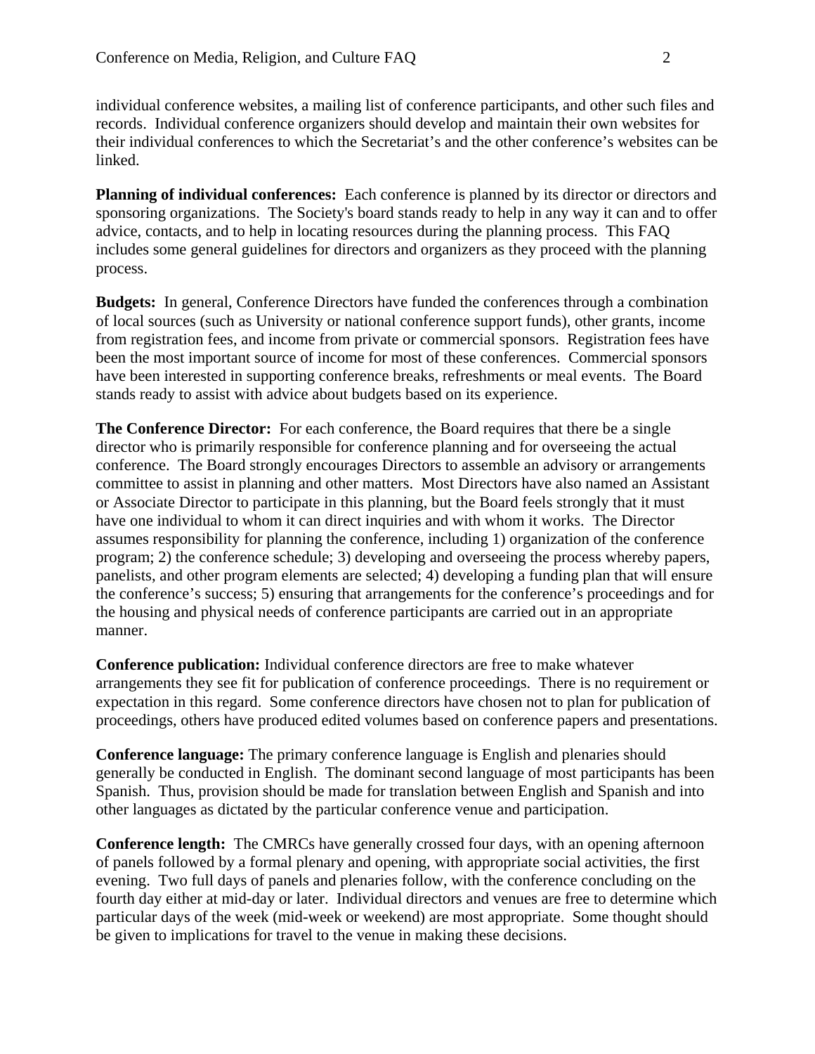individual conference websites, a mailing list of conference participants, and other such files and records. Individual conference organizers should develop and maintain their own websites for their individual conferences to which the Secretariat's and the other conference's websites can be linked.

**Planning of individual conferences:** Each conference is planned by its director or directors and sponsoring organizations. The Society's board stands ready to help in any way it can and to offer advice, contacts, and to help in locating resources during the planning process. This FAQ includes some general guidelines for directors and organizers as they proceed with the planning process.

**Budgets:** In general, Conference Directors have funded the conferences through a combination of local sources (such as University or national conference support funds), other grants, income from registration fees, and income from private or commercial sponsors. Registration fees have been the most important source of income for most of these conferences. Commercial sponsors have been interested in supporting conference breaks, refreshments or meal events. The Board stands ready to assist with advice about budgets based on its experience.

**The Conference Director:** For each conference, the Board requires that there be a single director who is primarily responsible for conference planning and for overseeing the actual conference. The Board strongly encourages Directors to assemble an advisory or arrangements committee to assist in planning and other matters. Most Directors have also named an Assistant or Associate Director to participate in this planning, but the Board feels strongly that it must have one individual to whom it can direct inquiries and with whom it works. The Director assumes responsibility for planning the conference, including 1) organization of the conference program; 2) the conference schedule; 3) developing and overseeing the process whereby papers, panelists, and other program elements are selected; 4) developing a funding plan that will ensure the conference's success; 5) ensuring that arrangements for the conference's proceedings and for the housing and physical needs of conference participants are carried out in an appropriate manner.

**Conference publication:** Individual conference directors are free to make whatever arrangements they see fit for publication of conference proceedings. There is no requirement or expectation in this regard. Some conference directors have chosen not to plan for publication of proceedings, others have produced edited volumes based on conference papers and presentations.

**Conference language:** The primary conference language is English and plenaries should generally be conducted in English. The dominant second language of most participants has been Spanish. Thus, provision should be made for translation between English and Spanish and into other languages as dictated by the particular conference venue and participation.

**Conference length:** The CMRCs have generally crossed four days, with an opening afternoon of panels followed by a formal plenary and opening, with appropriate social activities, the first evening. Two full days of panels and plenaries follow, with the conference concluding on the fourth day either at mid-day or later. Individual directors and venues are free to determine which particular days of the week (mid-week or weekend) are most appropriate. Some thought should be given to implications for travel to the venue in making these decisions.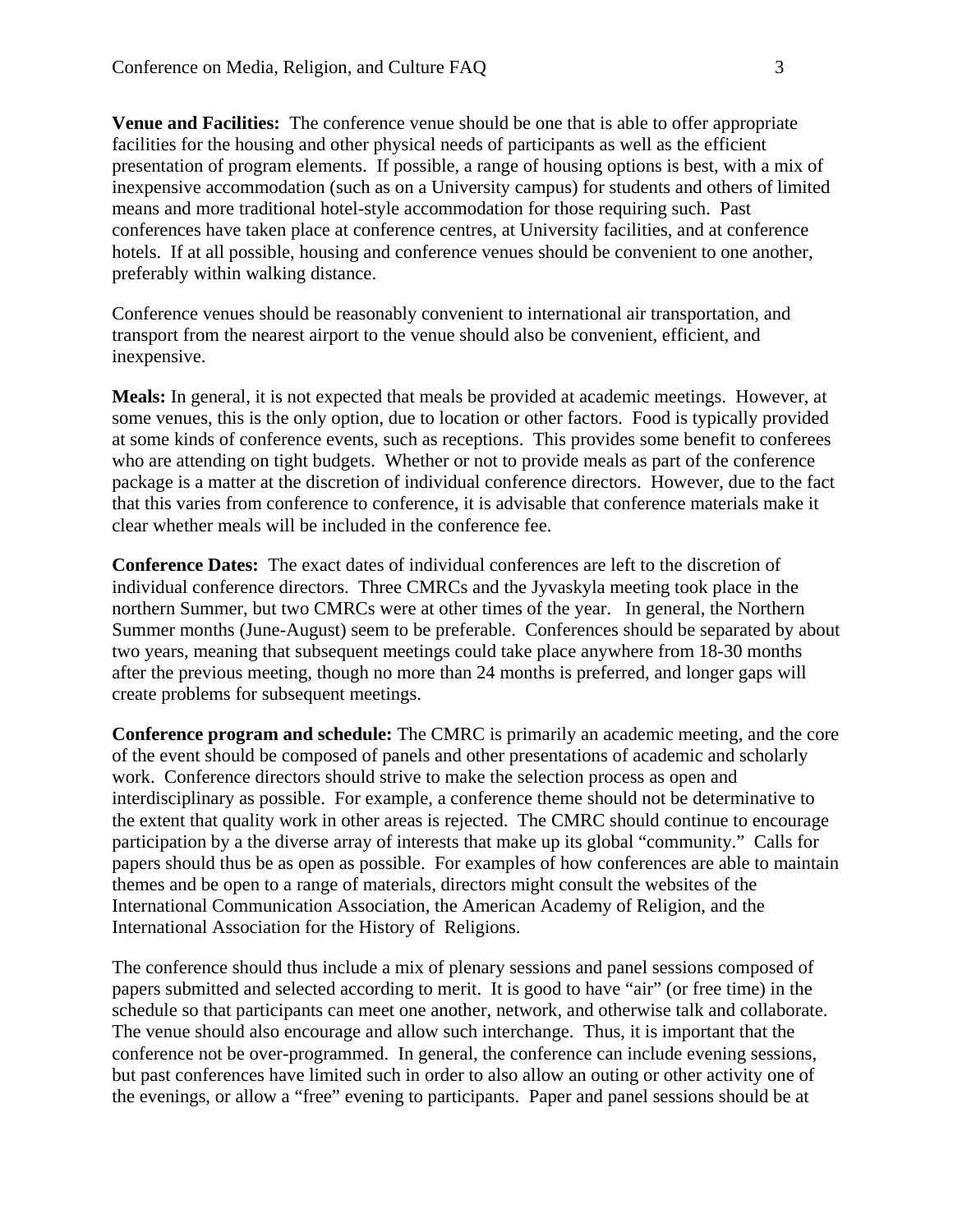**Venue and Facilities:** The conference venue should be one that is able to offer appropriate facilities for the housing and other physical needs of participants as well as the efficient presentation of program elements. If possible, a range of housing options is best, with a mix of inexpensive accommodation (such as on a University campus) for students and others of limited means and more traditional hotel-style accommodation for those requiring such. Past conferences have taken place at conference centres, at University facilities, and at conference hotels. If at all possible, housing and conference venues should be convenient to one another, preferably within walking distance.

Conference venues should be reasonably convenient to international air transportation, and transport from the nearest airport to the venue should also be convenient, efficient, and inexpensive.

**Meals:** In general, it is not expected that meals be provided at academic meetings. However, at some venues, this is the only option, due to location or other factors. Food is typically provided at some kinds of conference events, such as receptions. This provides some benefit to conferees who are attending on tight budgets. Whether or not to provide meals as part of the conference package is a matter at the discretion of individual conference directors. However, due to the fact that this varies from conference to conference, it is advisable that conference materials make it clear whether meals will be included in the conference fee.

**Conference Dates:** The exact dates of individual conferences are left to the discretion of individual conference directors. Three CMRCs and the Jyvaskyla meeting took place in the northern Summer, but two CMRCs were at other times of the year. In general, the Northern Summer months (June-August) seem to be preferable. Conferences should be separated by about two years, meaning that subsequent meetings could take place anywhere from 18-30 months after the previous meeting, though no more than 24 months is preferred, and longer gaps will create problems for subsequent meetings.

**Conference program and schedule:** The CMRC is primarily an academic meeting, and the core of the event should be composed of panels and other presentations of academic and scholarly work. Conference directors should strive to make the selection process as open and interdisciplinary as possible. For example, a conference theme should not be determinative to the extent that quality work in other areas is rejected. The CMRC should continue to encourage participation by a the diverse array of interests that make up its global "community." Calls for papers should thus be as open as possible. For examples of how conferences are able to maintain themes and be open to a range of materials, directors might consult the websites of the International Communication Association, the American Academy of Religion, and the International Association for the History of Religions.

The conference should thus include a mix of plenary sessions and panel sessions composed of papers submitted and selected according to merit. It is good to have "air" (or free time) in the schedule so that participants can meet one another, network, and otherwise talk and collaborate. The venue should also encourage and allow such interchange. Thus, it is important that the conference not be over-programmed. In general, the conference can include evening sessions, but past conferences have limited such in order to also allow an outing or other activity one of the evenings, or allow a "free" evening to participants. Paper and panel sessions should be at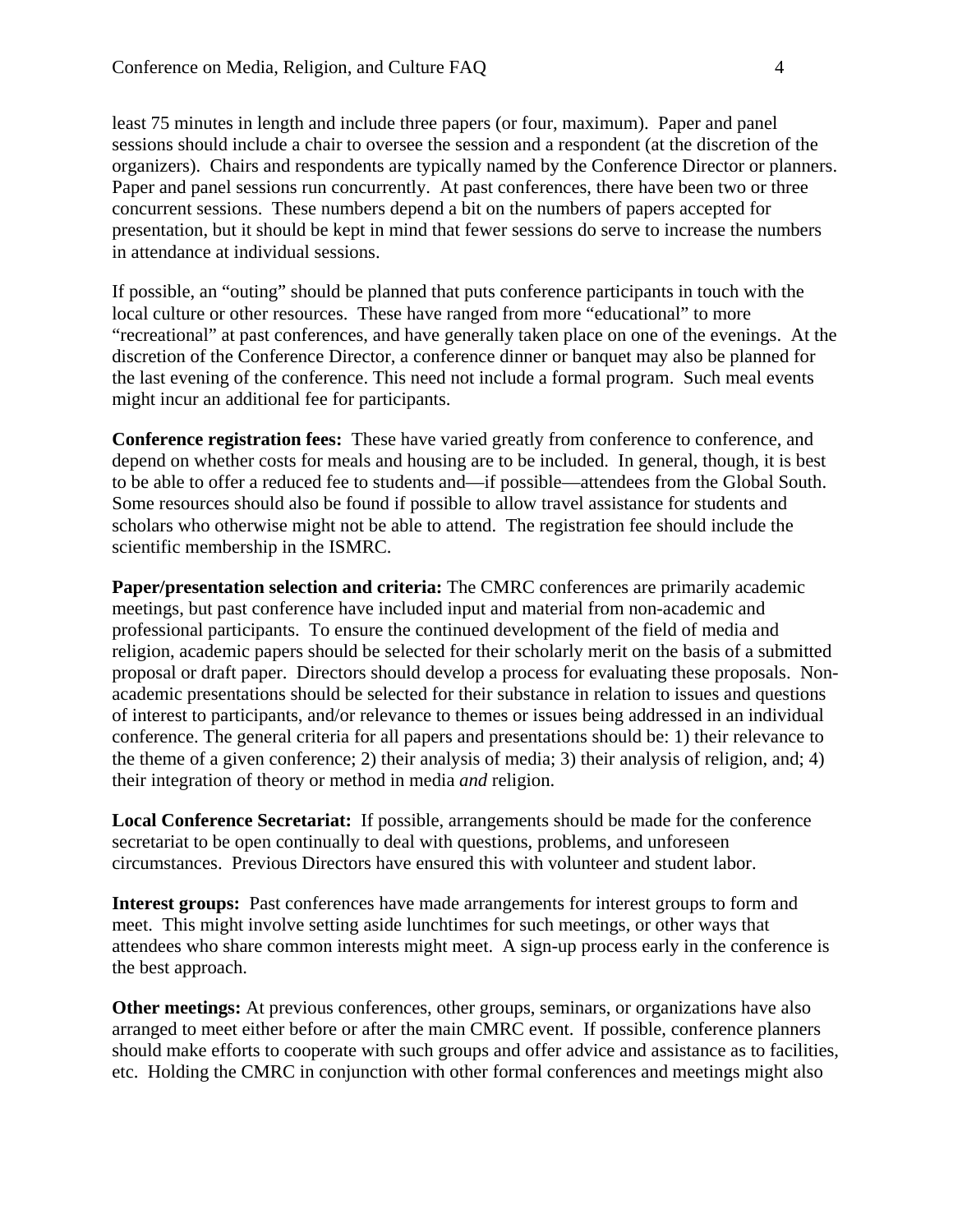least 75 minutes in length and include three papers (or four, maximum). Paper and panel sessions should include a chair to oversee the session and a respondent (at the discretion of the organizers). Chairs and respondents are typically named by the Conference Director or planners. Paper and panel sessions run concurrently. At past conferences, there have been two or three concurrent sessions. These numbers depend a bit on the numbers of papers accepted for presentation, but it should be kept in mind that fewer sessions do serve to increase the numbers in attendance at individual sessions.

If possible, an "outing" should be planned that puts conference participants in touch with the local culture or other resources. These have ranged from more "educational" to more "recreational" at past conferences, and have generally taken place on one of the evenings. At the discretion of the Conference Director, a conference dinner or banquet may also be planned for the last evening of the conference. This need not include a formal program. Such meal events might incur an additional fee for participants.

**Conference registration fees:** These have varied greatly from conference to conference, and depend on whether costs for meals and housing are to be included. In general, though, it is best to be able to offer a reduced fee to students and—if possible—attendees from the Global South. Some resources should also be found if possible to allow travel assistance for students and scholars who otherwise might not be able to attend. The registration fee should include the scientific membership in the ISMRC.

**Paper/presentation selection and criteria:** The CMRC conferences are primarily academic meetings, but past conference have included input and material from non-academic and professional participants. To ensure the continued development of the field of media and religion, academic papers should be selected for their scholarly merit on the basis of a submitted proposal or draft paper. Directors should develop a process for evaluating these proposals. Non-academic presentations should be selected for their substance in relation to issues and questions of interest to participants, and/or relevance to themes or issues being addressed in an individual conference. The general criteria for all papers and presentations should be: 1) their relevance to the theme of a given conference; 2) their analysis of media; 3) their analysis of religion, and; 4) their integration of theory or method in media *and* religion.

**Local Conference Secretariat:** If possible, arrangements should be made for the conference secretariat to be open continually to deal with questions, problems, and unforeseen circumstances. Previous Directors have ensured this with volunteer and student labor.

**Interest groups:** Past conferences have made arrangements for interest groups to form and meet. This might involve setting aside lunchtimes for such meetings, or other ways that attendees who share common interests might meet. A sign-up process early in the conference is the best approach.

**Other meetings:** At previous conferences, other groups, seminars, or organizations have also arranged to meet either before or after the main CMRC event. If possible, conference planners should make efforts to cooperate with such groups and offer advice and assistance as to facilities, etc. Holding the CMRC in conjunction with other formal conferences and meetings might also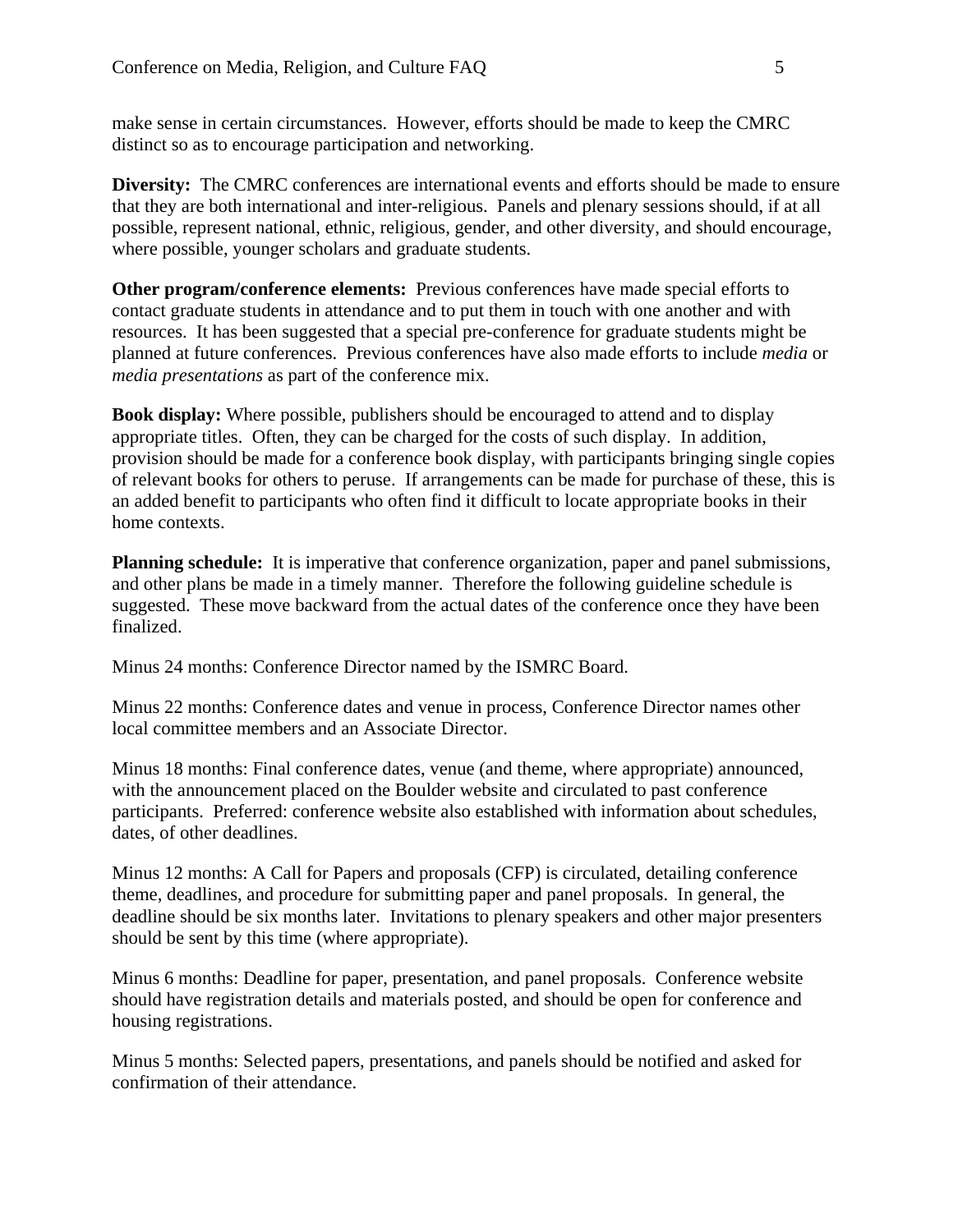make sense in certain circumstances. However, efforts should be made to keep the CMRC distinct so as to encourage participation and networking.

**Diversity:** The CMRC conferences are international events and efforts should be made to ensure that they are both international and inter-religious. Panels and plenary sessions should, if at all possible, represent national, ethnic, religious, gender, and other diversity, and should encourage, where possible, younger scholars and graduate students.

**Other program/conference elements:** Previous conferences have made special efforts to contact graduate students in attendance and to put them in touch with one another and with resources. It has been suggested that a special pre-conference for graduate students might be planned at future conferences. Previous conferences have also made efforts to include *media* or *media presentations* as part of the conference mix.

**Book display:** Where possible, publishers should be encouraged to attend and to display appropriate titles. Often, they can be charged for the costs of such display. In addition, provision should be made for a conference book display, with participants bringing single copies of relevant books for others to peruse. If arrangements can be made for purchase of these, this is an added benefit to participants who often find it difficult to locate appropriate books in their home contexts.

**Planning schedule:** It is imperative that conference organization, paper and panel submissions, and other plans be made in a timely manner. Therefore the following guideline schedule is suggested. These move backward from the actual dates of the conference once they have been finalized.

Minus 24 months: Conference Director named by the ISMRC Board.

Minus 22 months: Conference dates and venue in process, Conference Director names other local committee members and an Associate Director.

Minus 18 months: Final conference dates, venue (and theme, where appropriate) announced, with the announcement placed on the Boulder website and circulated to past conference participants. Preferred: conference website also established with information about schedules, dates, of other deadlines.

Minus 12 months: A Call for Papers and proposals (CFP) is circulated, detailing conference theme, deadlines, and procedure for submitting paper and panel proposals. In general, the deadline should be six months later. Invitations to plenary speakers and other major presenters should be sent by this time (where appropriate).

Minus 6 months: Deadline for paper, presentation, and panel proposals. Conference website should have registration details and materials posted, and should be open for conference and housing registrations.

Minus 5 months: Selected papers, presentations, and panels should be notified and asked for confirmation of their attendance.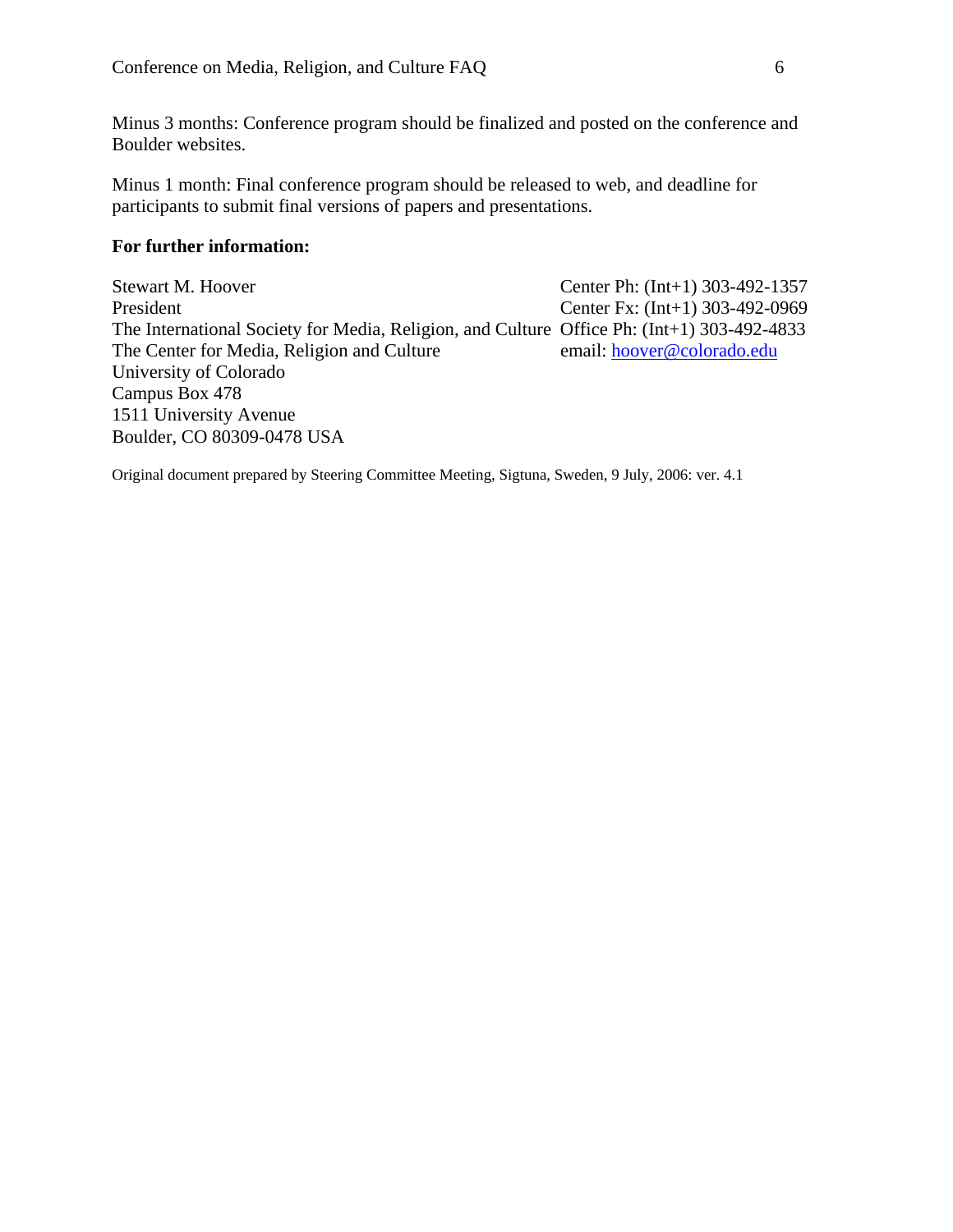Minus 3 months: Conference program should be finalized and posted on the conference and Boulder websites.

Minus 1 month: Final conference program should be released to web, and deadline for participants to submit final versions of papers and presentations.

**For further information:**

Stewart M. Hoover
President
The International Society for Media, Religion, and Culture
The Center for Media, Religion and Culture
University of Colorado
Campus Box 478
1511 University Avenue
Boulder, CO 80309-0478 USA

Center Ph: (Int+1) 303-492-1357
Center Fx: (Int+1) 303-492-0969
Office Ph: (Int+1) 303-492-4833
email: hoover@colorado.edu

Original document prepared by Steering Committee Meeting, Sigtuna, Sweden, 9 July, 2006: ver. 4.1